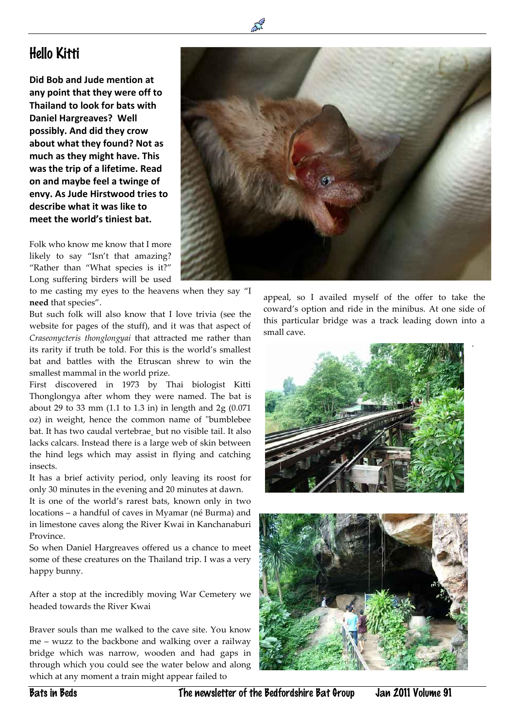# Hello Kitti

**Did Bob and Jude mention at any point that they were off to Thailand to look for bats with Daniel Hargreaves? Well possibly. And did they crow about what they found? Not as much as they might have. This was the trip of a lifetime. Read on and maybe feel a twinge of envy. As Jude Hirstwood tries to describe what it was like to meet the world's tiniest bat.**

Folk who know me know that I more likely to say "Isn't that amazing? "Rather than "What species is it?" Long suffering birders will be used to me casting my eyes to the heavens when they say "I **need** that species".

But such folk will also know that I love trivia (see the website for pages of the stuff), and it was that aspect of *Craseonycteris thonglongyai* that attracted me rather than its rarity if truth be told. For this is the world's smallest bat and battles with the Etruscan shrew to win the smallest mammal in the world prize.

First discovered in 1973 by Thai biologist Kitti Thonglongya after whom they were named. The bat is about 29 to 33 mm (1.1 to 1.3 in) in length and 2g (0.071 oz) in weight, hence the common name of "bumblebee bat. It has two caudal vertebrae  but no visible tail. It also lacks calcars. Instead there is a large web of skin between the hind legs which may assist in flying and catching insects.

It has a brief activity period, only leaving its roost for only 30 minutes in the evening and 20 minutes at dawn.

It is one of the world's rarest bats, known only in two locations – a handful of caves in Myamar (né Burma) and in limestone caves along the River Kwai in Kanchanaburi Province.

So when Daniel Hargreaves offered us a chance to meet some of these creatures on the Thailand trip. I was a very happy bunny.

After a stop at the incredibly moving War Cemetery we headed towards the River Kwai

Braver souls than me walked to the cave site. You know me – wuzz to the backbone and walking over a railway bridge which was narrow, wooden and had gaps in through which you could see the water below and along which at any moment a train might appear failed to appeal, so I availed myself of the offer to take the coward's option and ride in the minibus. At one side of this particular bridge was a track leading down into a small cave.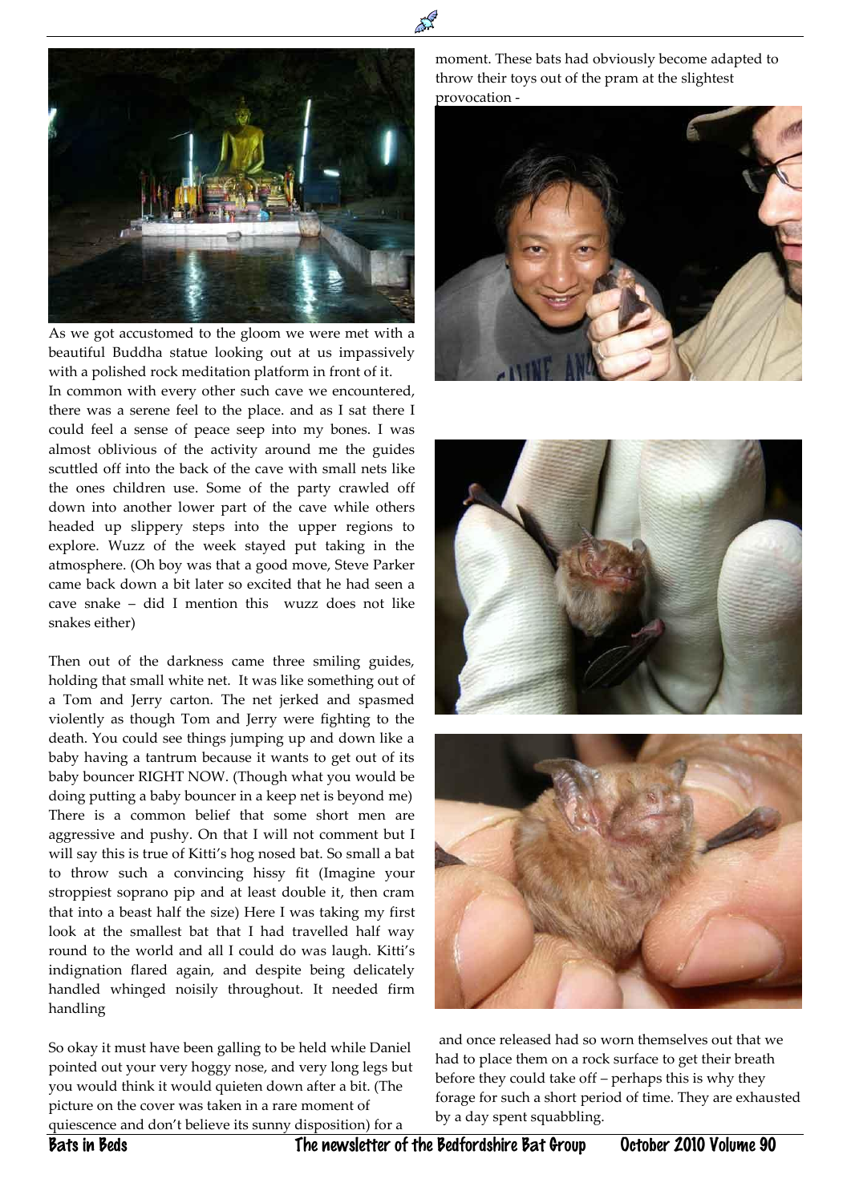As we got accustomed to the gloom we were met with a beautiful Buddha statue looking out at us impassively with a polished rock meditation platform in front of it.

In common with every other such cave we encountered, there was a serene feel to the place. and as I sat there I could feel a sense of peace seep into my bones. I was almost oblivious of the activity around me the guides scuttled off into the back of the cave with small nets like the ones children use. Some of the party crawled off down into another lower part of the cave while others headed up slippery steps into the upper regions to explore. Wuzz of the week stayed put taking in the atmosphere. (Oh boy was that a good move, Steve Parker came back down a bit later so excited that he had seen a cave snake – did I mention this wuzz does not like snakes either)

Then out of the darkness came three smiling guides, holding that small white net. It was like something out of a Tom and Jerry carton. The net jerked and spasmed violently as though Tom and Jerry were fighting to the death. You could see things jumping up and down like a baby having a tantrum because it wants to get out of its baby bouncer RIGHT NOW. (Though what you would be doing putting a baby bouncer in a keep net is beyond me) There is a common belief that some short men are aggressive and pushy. On that I will not comment but I will say this is true of Kitti's hog nosed bat. So small a bat to throw such a convincing hissy fit (Imagine your stroppiest soprano pip and at least double it, then cram that into a beast half the size) Here I was taking my first look at the smallest bat that I had travelled half way round to the world and all I could do was laugh. Kitti's indignation flared again, and despite being delicately handled whinged noisily throughout. It needed firm handling

So okay it must have been galling to be held while Daniel pointed out your very hoggy nose, and very long legs but you would think it would quieten down after a bit. (The picture on the cover was taken in a rare moment of quiescence and don't believe its sunny disposition) for a moment. These bats had obviously become adapted to throw their toys out of the pram at the slightest provocation -

and once released had so worn themselves out that we had to place them on a rock surface to get their breath before they could take off – perhaps this is why they forage for such a short period of time. They are exhausted by a day spent squabbling.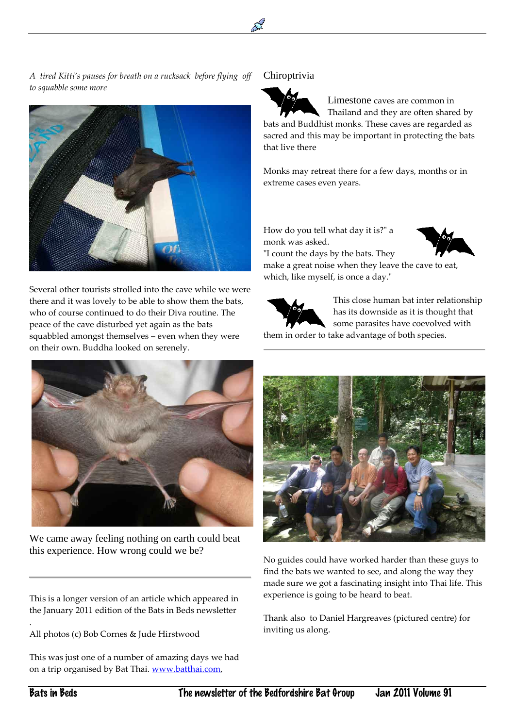*A tired Kitti's pauses for breath on a rucksack before flying off to squabble some more*

Several other tourists strolled into the cave while we were there and it was lovely to be able to show them the bats, who of course continued to do their Diva routine. The peace of the cave disturbed yet again as the bats squabbled amongst themselves – even when they were on their own. Buddha looked on serenely.

We came away feeling nothing on earth could beat this experience. How wrong could we be?

---

This is a longer version of an article which appeared in the January 2011 edition of the Bats in Beds newsletter

.

All photos (c) Bob Cornes & Jude Hirstwood

This was just one of a number of amazing days we had on a trip organised by Bat Thai. www.batthai.com,

## Chiroptrivia

Limestone caves are common in Thailand and they are often shared by bats and Buddhist monks. These caves are regarded as sacred and this may be important in protecting the bats that live there

Monks may retreat there for a few days, months or in extreme cases even years.

How do you tell what day it is?" a monk was asked.

"I count the days by the bats. They make a great noise when they leave the cave to eat, which, like myself, is once a day."

This close human bat inter relationship has its downside as it is thought that some parasites have coevolved with them in order to take advantage of both species.

---

No guides could have worked harder than these guys to find the bats we wanted to see, and along the way they made sure we got a fascinating insight into Thai life. This experience is going to be heard to beat.

Thank also to Daniel Hargreaves (pictured centre) for inviting us along.